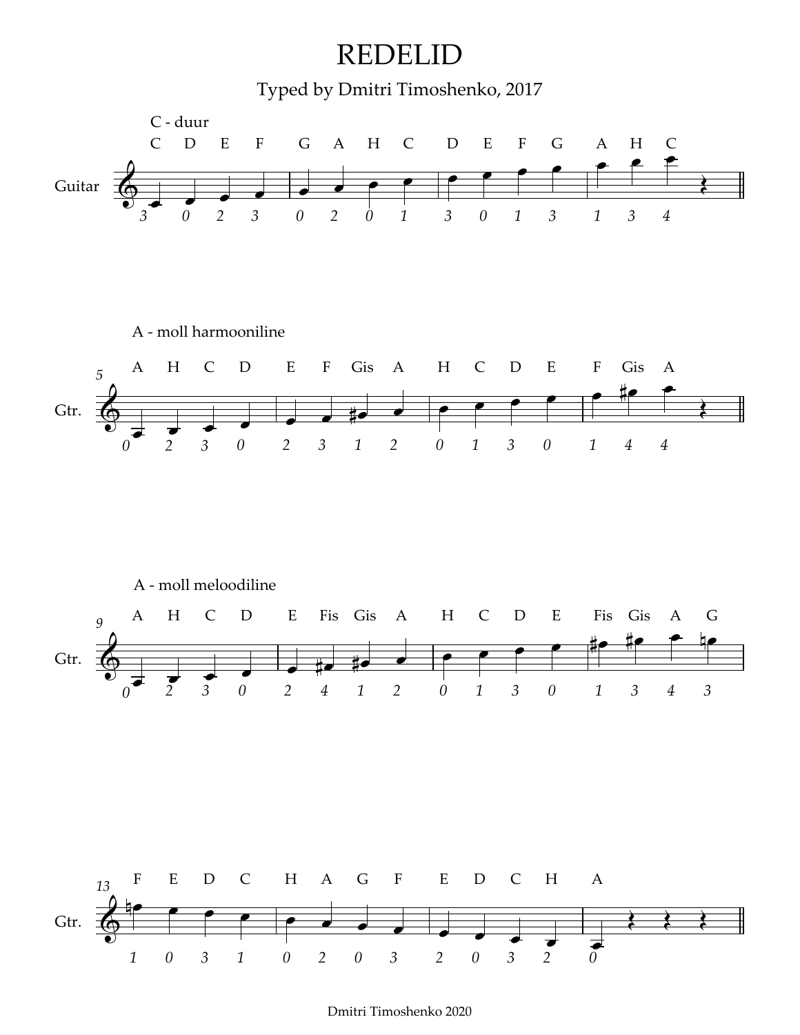# REDELID

Typed by Dmitri Timoshenko, 2017

**C - duur**

C D E F G A H C D E F G A H C

Guitar

3 0 2 3 0 2 0 1 3 0 1 3 1 3 4

**A - moll harmooniline**

A H C D E F Gis A H C D E F Gis A

Gtr.

0 2 3 0 2 3 1 2 0 1 3 0 1 4 4

**A - moll meloodiline**

A H C D E Fis Gis A H C D E Fis Gis A G

Gtr.

0 2 3 0 2 4 1 2 0 1 3 0 1 3 4 3

F E D C H A G F E D C H A

Gtr.

1 0 3 1 0 2 0 3 2 0 3 2 0

Dmitri Timoshenko 2020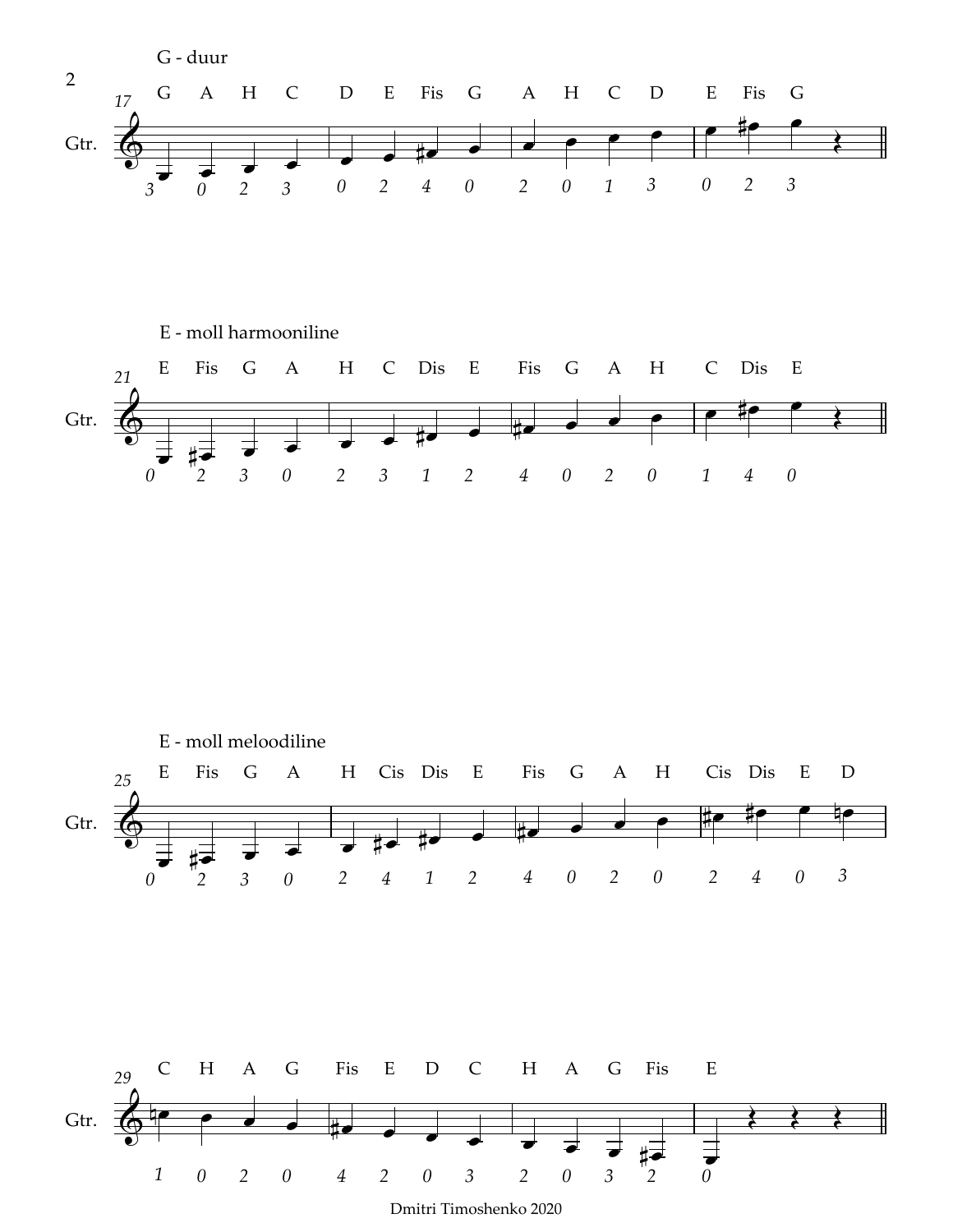### G - duur

G A H C D E Fis G A H C D E Fis G

3 0 2 3 0 2 4 0 2 0 1 3 0 2 3

### E - moll harmooniline

E Fis G A H C Dis E Fis G A H C Dis E

0 2 3 0 2 3 1 2 4 0 2 0 1 4 0

### E - moll meloodiline

E Fis G A H Cis Dis E Fis G A H Cis Dis E D

0 2 3 0 2 4 1 2 4 0 2 0 2 4 0 3

C H A G Fis E D C H A G Fis E

1 0 2 0 4 2 0 3 2 0 3 2 0

Dmitri Timoshenko 2020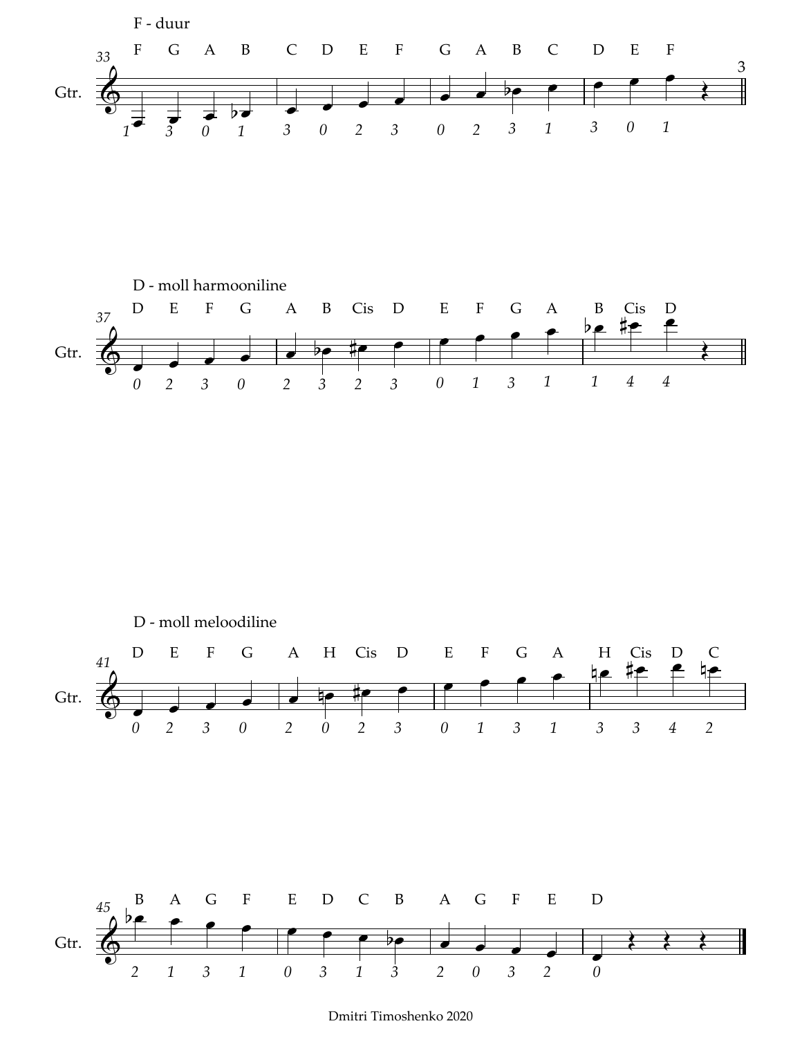F - duur

D - moll harmooniline

D - moll meloodiline

Dmitri Timoshenko 2020